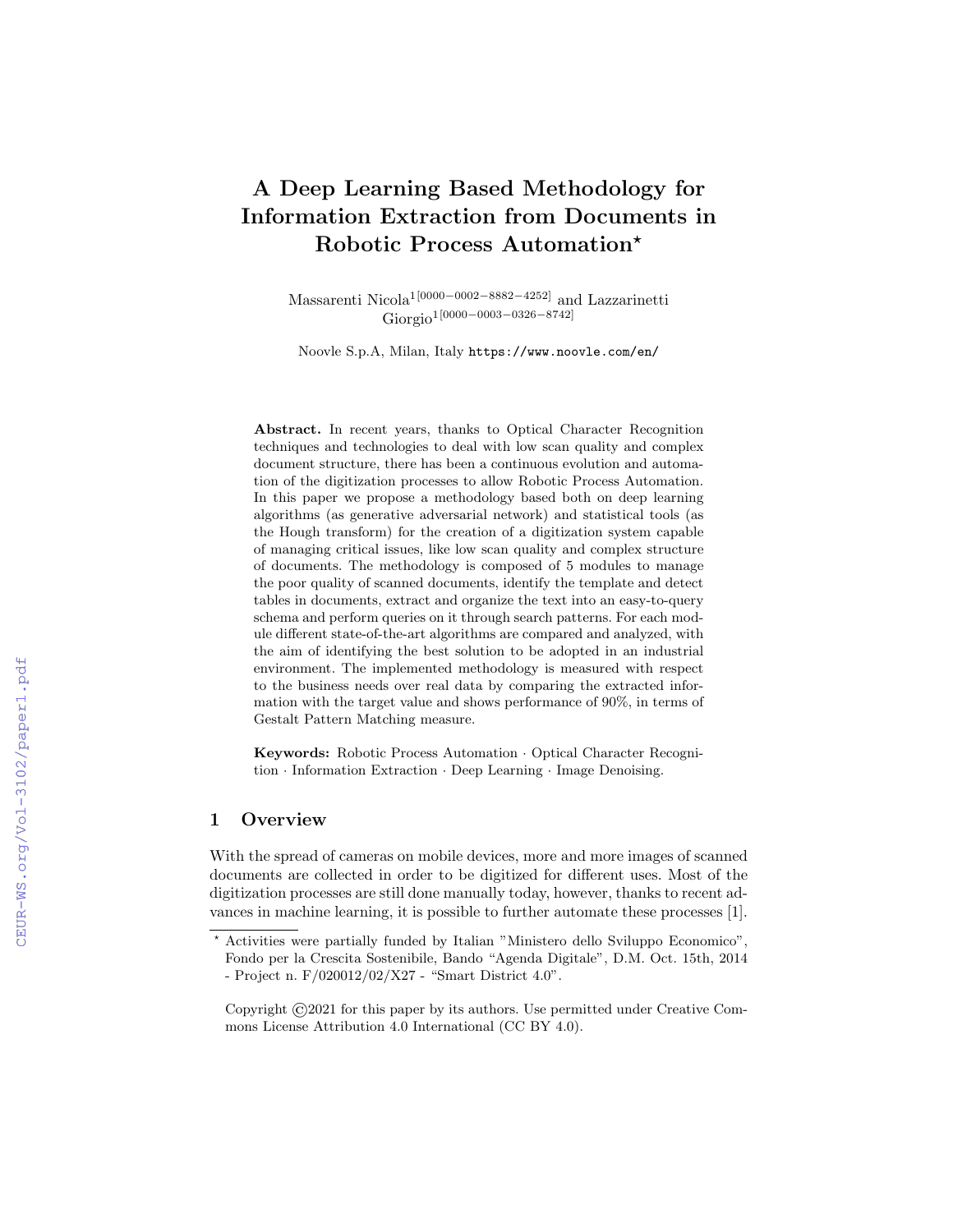# A Deep Learning Based Methodology for Information Extraction from Documents in Robotic Process Automation*

Massarenti Nicola[1[0000−0002−8882−4252]] and Lazzarinetti Giorgio[1[0000−0003−0326−8742]]

Noovle S.p.A, Milan, Italy https://www.noovle.com/en/

**Abstract.** In recent years, thanks to Optical Character Recognition techniques and technologies to deal with low scan quality and complex document structure, there has been a continuous evolution and automation of the digitization processes to allow Robotic Process Automation. In this paper we propose a methodology based both on deep learning algorithms (as generative adversarial network) and statistical tools (as the Hough transform) for the creation of a digitization system capable of managing critical issues, like low scan quality and complex structure of documents. The methodology is composed of 5 modules to manage the poor quality of scanned documents, identify the template and detect tables in documents, extract and organize the text into an easy-to-query schema and perform queries on it through search patterns. For each module different state-of-the-art algorithms are compared and analyzed, with the aim of identifying the best solution to be adopted in an industrial environment. The implemented methodology is measured with respect to the business needs over real data by comparing the extracted information with the target value and shows performance of 90%, in terms of Gestalt Pattern Matching measure.

**Keywords:** Robotic Process Automation · Optical Character Recognition · Information Extraction · Deep Learning · Image Denoising.

## 1 Overview

With the spread of cameras on mobile devices, more and more images of scanned documents are collected in order to be digitized for different uses. Most of the digitization processes are still done manually today, however, thanks to recent advances in machine learning, it is possible to further automate these processes [1].

* Activities were partially funded by Italian "Ministero dello Sviluppo Economico", Fondo per la Crescita Sostenibile, Bando "Agenda Digitale", D.M. Oct. 15th, 2014 - Project n. F/020012/02/X27 - "Smart District 4.0".

Copyright ©2021 for this paper by its authors. Use permitted under Creative Commons License Attribution 4.0 International (CC BY 4.0).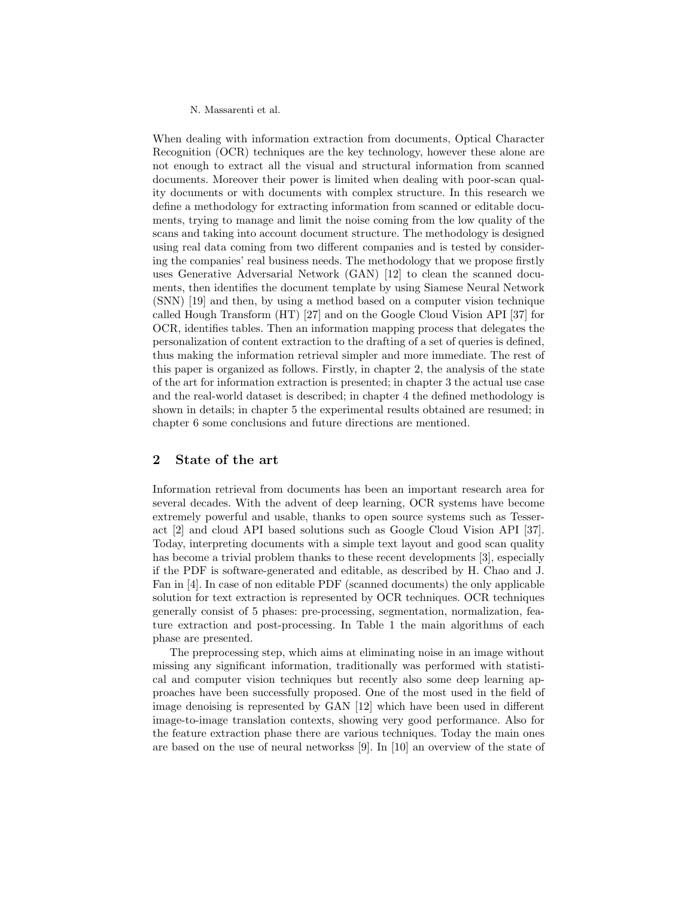When dealing with information extraction from documents, Optical Character Recognition (OCR) techniques are the key technology, however these alone are not enough to extract all the visual and structural information from scanned documents. Moreover their power is limited when dealing with poor-scan quality documents or with documents with complex structure. In this research we define a methodology for extracting information from scanned or editable documents, trying to manage and limit the noise coming from the low quality of the scans and taking into account document structure. The methodology is designed using real data coming from two different companies and is tested by considering the companies' real business needs. The methodology that we propose firstly uses Generative Adversarial Network (GAN) [12] to clean the scanned documents, then identifies the document template by using Siamese Neural Network (SNN) [19] and then, by using a method based on a computer vision technique called Hough Transform (HT) [27] and on the Google Cloud Vision API [37] for OCR, identifies tables. Then an information mapping process that delegates the personalization of content extraction to the drafting of a set of queries is defined, thus making the information retrieval simpler and more immediate. The rest of this paper is organized as follows. Firstly, in chapter 2, the analysis of the state of the art for information extraction is presented; in chapter 3 the actual use case and the real-world dataset is described; in chapter 4 the defined methodology is shown in details; in chapter 5 the experimental results obtained are resumed; in chapter 6 some conclusions and future directions are mentioned.

## 2 State of the art

Information retrieval from documents has been an important research area for several decades. With the advent of deep learning, OCR systems have become extremely powerful and usable, thanks to open source systems such as Tesseract [2] and cloud API based solutions such as Google Cloud Vision API [37]. Today, interpreting documents with a simple text layout and good scan quality has become a trivial problem thanks to these recent developments [3], especially if the PDF is software-generated and editable, as described by H. Chao and J. Fan in [4]. In case of non editable PDF (scanned documents) the only applicable solution for text extraction is represented by OCR techniques. OCR techniques generally consist of 5 phases: pre-processing, segmentation, normalization, feature extraction and post-processing. In Table 1 the main algorithms of each phase are presented.

The preprocessing step, which aims at eliminating noise in an image without missing any significant information, traditionally was performed with statistical and computer vision techniques but recently also some deep learning approaches have been successfully proposed. One of the most used in the field of image denoising is represented by GAN [12] which have been used in different image-to-image translation contexts, showing very good performance. Also for the feature extraction phase there are various techniques. Today the main ones are based on the use of neural networkss [9]. In [10] an overview of the state of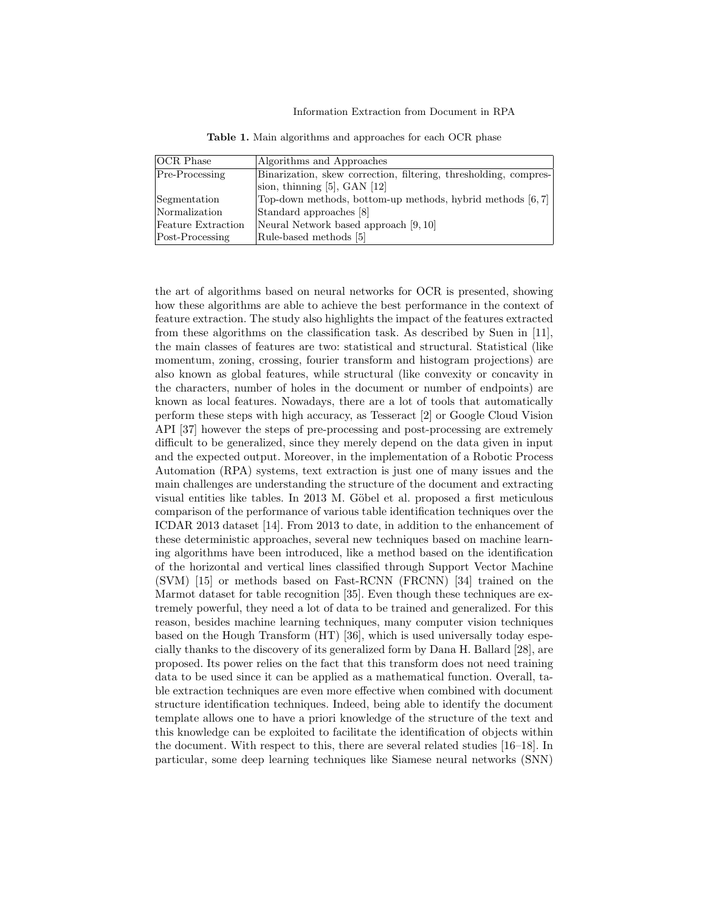**Table 1.** Main algorithms and approaches for each OCR phase

| OCR Phase | Algorithms and Approaches |
|---|---|
| Pre-Processing | Binarization, skew correction, filtering, thresholding, compression, thinning [5], GAN [12] |
| Segmentation | Top-down methods, bottom-up methods, hybrid methods [6, 7] |
| Normalization | Standard approaches [8] |
| Feature Extraction | Neural Network based approach [9, 10] |
| Post-Processing | Rule-based methods [5] |

the art of algorithms based on neural networks for OCR is presented, showing how these algorithms are able to achieve the best performance in the context of feature extraction. The study also highlights the impact of the features extracted from these algorithms on the classification task. As described by Suen in [11], the main classes of features are two: statistical and structural. Statistical (like momentum, zoning, crossing, fourier transform and histogram projections) are also known as global features, while structural (like convexity or concavity in the characters, number of holes in the document or number of endpoints) are known as local features. Nowadays, there are a lot of tools that automatically perform these steps with high accuracy, as Tesseract [2] or Google Cloud Vision API [37] however the steps of pre-processing and post-processing are extremely difficult to be generalized, since they merely depend on the data given in input and the expected output. Moreover, in the implementation of a Robotic Process Automation (RPA) systems, text extraction is just one of many issues and the main challenges are understanding the structure of the document and extracting visual entities like tables. In 2013 M. Göbel et al. proposed a first meticulous comparison of the performance of various table identification techniques over the ICDAR 2013 dataset [14]. From 2013 to date, in addition to the enhancement of these deterministic approaches, several new techniques based on machine learning algorithms have been introduced, like a method based on the identification of the horizontal and vertical lines classified through Support Vector Machine (SVM) [15] or methods based on Fast-RCNN (FRCNN) [34] trained on the Marmot dataset for table recognition [35]. Even though these techniques are extremely powerful, they need a lot of data to be trained and generalized. For this reason, besides machine learning techniques, many computer vision techniques based on the Hough Transform (HT) [36], which is used universally today especially thanks to the discovery of its generalized form by Dana H. Ballard [28], are proposed. Its power relies on the fact that this transform does not need training data to be used since it can be applied as a mathematical function. Overall, table extraction techniques are even more effective when combined with document structure identification techniques. Indeed, being able to identify the document template allows one to have a priori knowledge of the structure of the text and this knowledge can be exploited to facilitate the identification of objects within the document. With respect to this, there are several related studies [16–18]. In particular, some deep learning techniques like Siamese neural networks (SNN)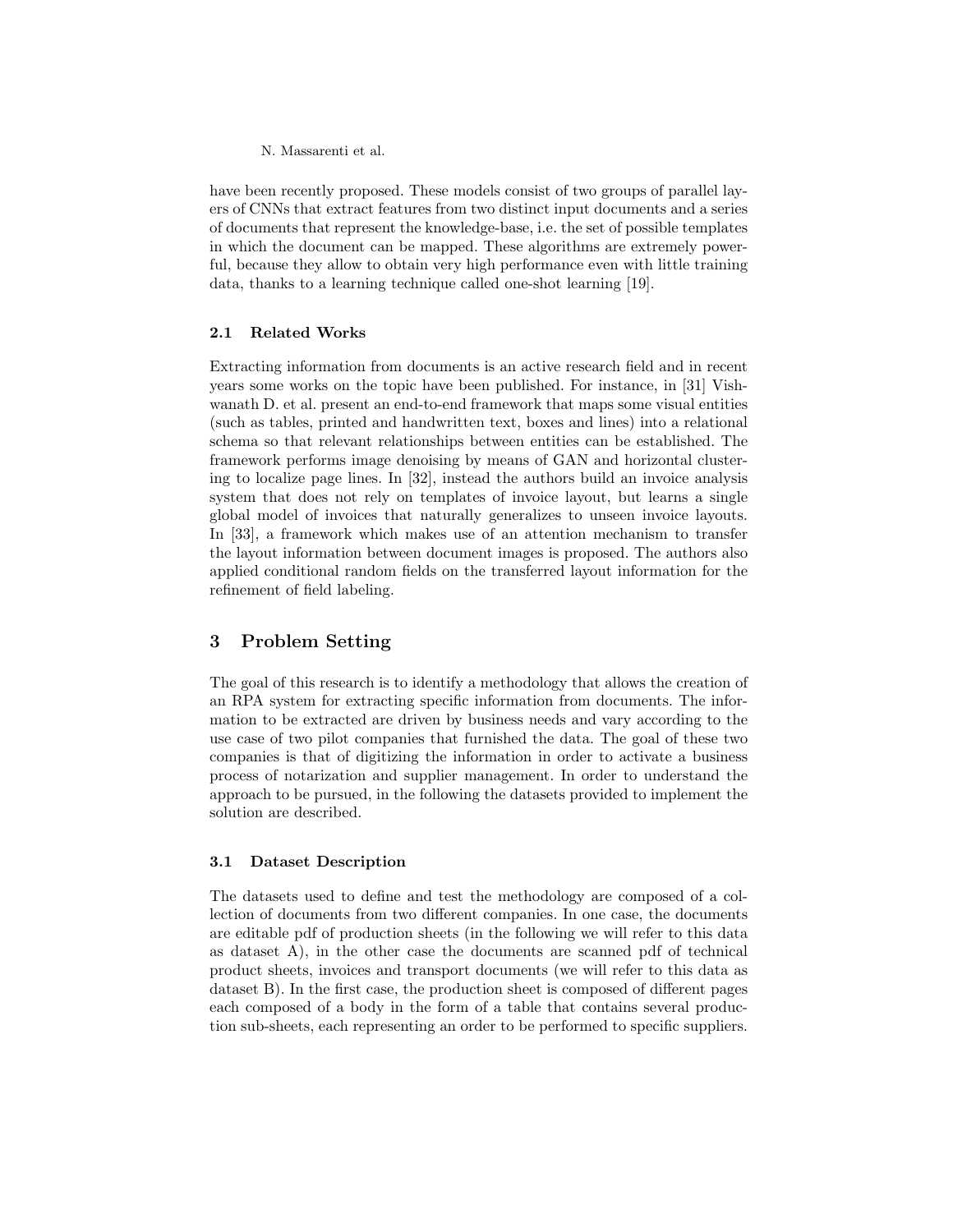have been recently proposed. These models consist of two groups of parallel layers of CNNs that extract features from two distinct input documents and a series of documents that represent the knowledge-base, i.e. the set of possible templates in which the document can be mapped. These algorithms are extremely powerful, because they allow to obtain very high performance even with little training data, thanks to a learning technique called one-shot learning [19].

### 2.1 Related Works

Extracting information from documents is an active research field and in recent years some works on the topic have been published. For instance, in [31] Vishwanath D. et al. present an end-to-end framework that maps some visual entities (such as tables, printed and handwritten text, boxes and lines) into a relational schema so that relevant relationships between entities can be established. The framework performs image denoising by means of GAN and horizontal clustering to localize page lines. In [32], instead the authors build an invoice analysis system that does not rely on templates of invoice layout, but learns a single global model of invoices that naturally generalizes to unseen invoice layouts. In [33], a framework which makes use of an attention mechanism to transfer the layout information between document images is proposed. The authors also applied conditional random fields on the transferred layout information for the refinement of field labeling.

## 3 Problem Setting

The goal of this research is to identify a methodology that allows the creation of an RPA system for extracting specific information from documents. The information to be extracted are driven by business needs and vary according to the use case of two pilot companies that furnished the data. The goal of these two companies is that of digitizing the information in order to activate a business process of notarization and supplier management. In order to understand the approach to be pursued, in the following the datasets provided to implement the solution are described.

### 3.1 Dataset Description

The datasets used to define and test the methodology are composed of a collection of documents from two different companies. In one case, the documents are editable pdf of production sheets (in the following we will refer to this data as dataset A), in the other case the documents are scanned pdf of technical product sheets, invoices and transport documents (we will refer to this data as dataset B). In the first case, the production sheet is composed of different pages each composed of a body in the form of a table that contains several production sub-sheets, each representing an order to be performed to specific suppliers.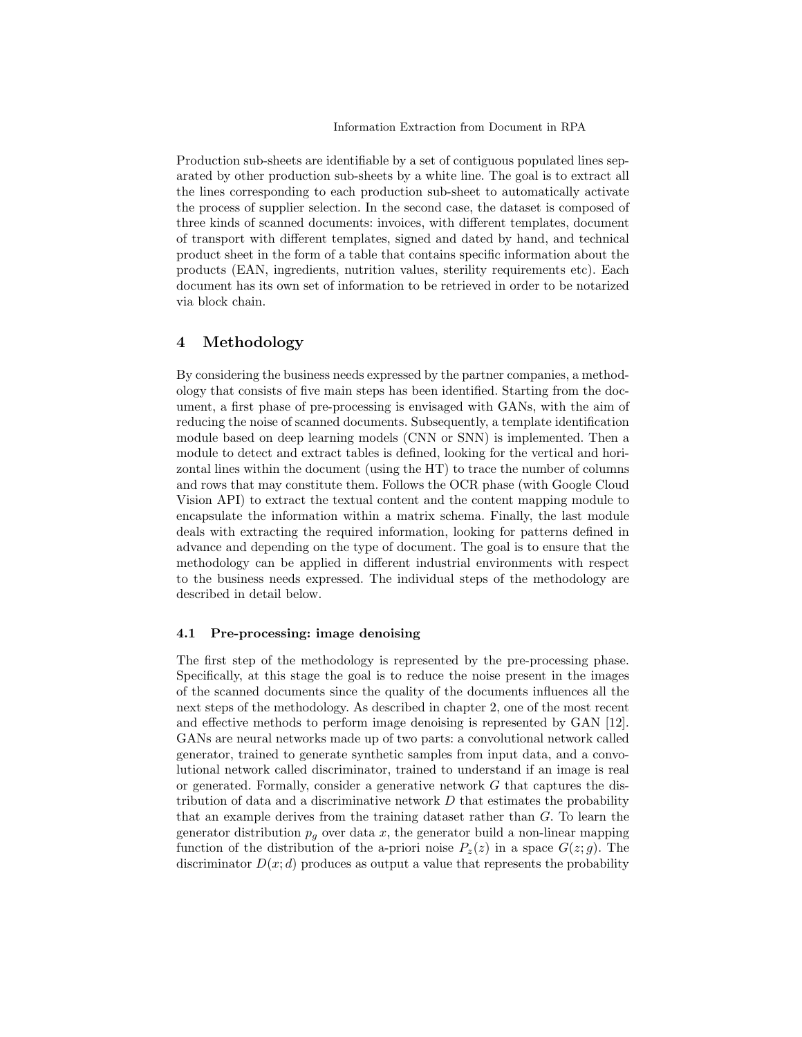Production sub-sheets are identifiable by a set of contiguous populated lines separated by other production sub-sheets by a white line. The goal is to extract all the lines corresponding to each production sub-sheet to automatically activate the process of supplier selection. In the second case, the dataset is composed of three kinds of scanned documents: invoices, with different templates, document of transport with different templates, signed and dated by hand, and technical product sheet in the form of a table that contains specific information about the products (EAN, ingredients, nutrition values, sterility requirements etc). Each document has its own set of information to be retrieved in order to be notarized via block chain.

## 4 Methodology

By considering the business needs expressed by the partner companies, a methodology that consists of five main steps has been identified. Starting from the document, a first phase of pre-processing is envisaged with GANs, with the aim of reducing the noise of scanned documents. Subsequently, a template identification module based on deep learning models (CNN or SNN) is implemented. Then a module to detect and extract tables is defined, looking for the vertical and horizontal lines within the document (using the HT) to trace the number of columns and rows that may constitute them. Follows the OCR phase (with Google Cloud Vision API) to extract the textual content and the content mapping module to encapsulate the information within a matrix schema. Finally, the last module deals with extracting the required information, looking for patterns defined in advance and depending on the type of document. The goal is to ensure that the methodology can be applied in different industrial environments with respect to the business needs expressed. The individual steps of the methodology are described in detail below.

### 4.1 Pre-processing: image denoising

The first step of the methodology is represented by the pre-processing phase. Specifically, at this stage the goal is to reduce the noise present in the images of the scanned documents since the quality of the documents influences all the next steps of the methodology. As described in chapter 2, one of the most recent and effective methods to perform image denoising is represented by GAN [12]. GANs are neural networks made up of two parts: a convolutional network called generator, trained to generate synthetic samples from input data, and a convolutional network called discriminator, trained to understand if an image is real or generated. Formally, consider a generative network $G$ that captures the distribution of data and a discriminative network $D$ that estimates the probability that an example derives from the training dataset rather than $G$. To learn the generator distribution $p_g$ over data $x$, the generator build a non-linear mapping function of the distribution of the a-priori noise $P_z(z)$ in a space $G(z; g)$. The discriminator $D(x; d)$ produces as output a value that represents the probability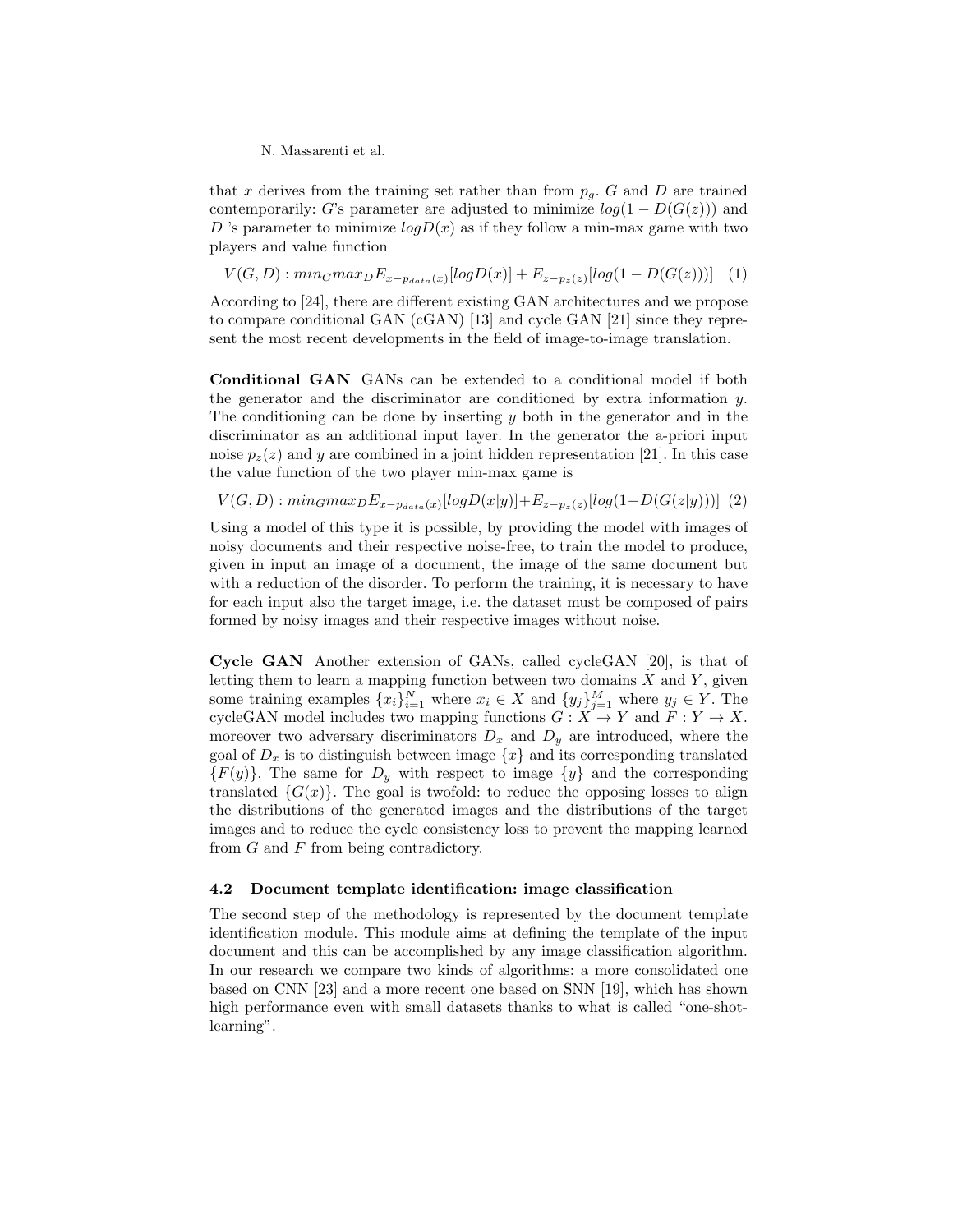that $x$ derives from the training set rather than from $p_g$. $G$ and $D$ are trained contemporarily: $G$'s parameter are adjusted to minimize $log(1 - D(G(z)))$ and $D$ 's parameter to minimize $logD(x)$ as if they follow a min-max game with two players and value function

$$V(G, D) : min_G max_D E_{x-p_{data}(x)}[logD(x)] + E_{z-p_z(z)}[log(1 - D(G(z)))] \quad (1)$$

According to [24], there are different existing GAN architectures and we propose to compare conditional GAN (cGAN) [13] and cycle GAN [21] since they represent the most recent developments in the field of image-to-image translation.

**Conditional GAN** GANs can be extended to a conditional model if both the generator and the discriminator are conditioned by extra information $y$. The conditioning can be done by inserting $y$ both in the generator and in the discriminator as an additional input layer. In the generator the a-priori input noise $p_z(z)$ and $y$ are combined in a joint hidden representation [21]. In this case the value function of the two player min-max game is

$$V(G, D) : min_G max_D E_{x-p_{data}(x)}[logD(x|y)] + E_{z-p_z(z)}[log(1 - D(G(z|y)))] \quad (2)$$

Using a model of this type it is possible, by providing the model with images of noisy documents and their respective noise-free, to train the model to produce, given in input an image of a document, the image of the same document but with a reduction of the disorder. To perform the training, it is necessary to have for each input also the target image, i.e. the dataset must be composed of pairs formed by noisy images and their respective images without noise.

**Cycle GAN** Another extension of GANs, called cycleGAN [20], is that of letting them to learn a mapping function between two domains $X$ and $Y$, given some training examples $\{x_i\}_{i=1}^{N}$ where $x_i \in X$ and $\{y_j\}_{j=1}^{M}$ where $y_j \in Y$. The cycleGAN model includes two mapping functions $G : X \rightarrow Y$ and $F : Y \rightarrow X$. moreover two adversary discriminators $D_x$ and $D_y$ are introduced, where the goal of $D_x$ is to distinguish between image $\{x\}$ and its corresponding translated $\{F(y)\}$. The same for $D_y$ with respect to image $\{y\}$ and the corresponding translated $\{G(x)\}$. The goal is twofold: to reduce the opposing losses to align the distributions of the generated images and the distributions of the target images and to reduce the cycle consistency loss to prevent the mapping learned from $G$ and $F$ from being contradictory.

### 4.2 Document template identification: image classification

The second step of the methodology is represented by the document template identification module. This module aims at defining the template of the input document and this can be accomplished by any image classification algorithm. In our research we compare two kinds of algorithms: a more consolidated one based on CNN [23] and a more recent one based on SNN [19], which has shown high performance even with small datasets thanks to what is called "one-shot-learning".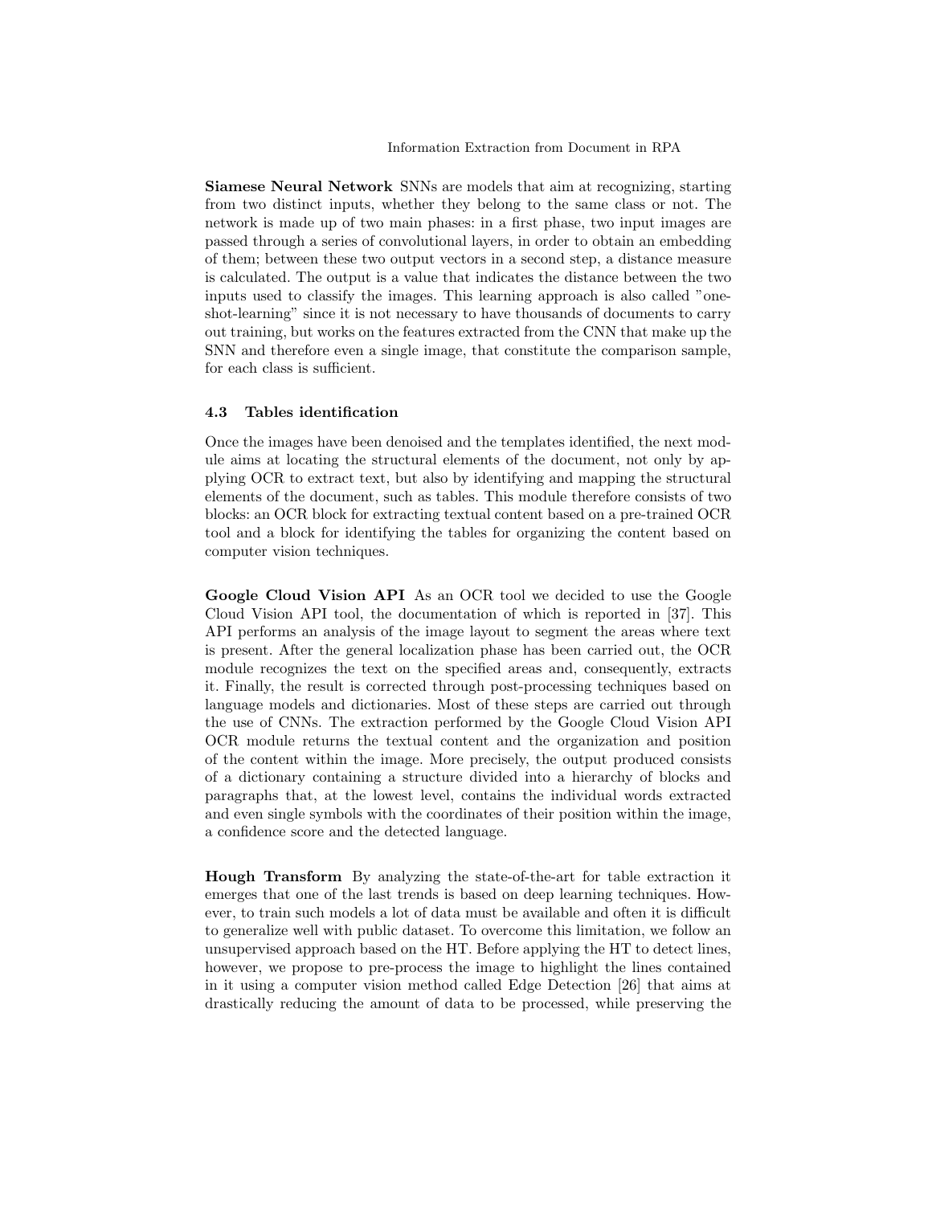**Siamese Neural Network** SNNs are models that aim at recognizing, starting from two distinct inputs, whether they belong to the same class or not. The network is made up of two main phases: in a first phase, two input images are passed through a series of convolutional layers, in order to obtain an embedding of them; between these two output vectors in a second step, a distance measure is calculated. The output is a value that indicates the distance between the two inputs used to classify the images. This learning approach is also called "one-shot-learning" since it is not necessary to have thousands of documents to carry out training, but works on the features extracted from the CNN that make up the SNN and therefore even a single image, that constitute the comparison sample, for each class is sufficient.

### 4.3 Tables identification

Once the images have been denoised and the templates identified, the next module aims at locating the structural elements of the document, not only by applying OCR to extract text, but also by identifying and mapping the structural elements of the document, such as tables. This module therefore consists of two blocks: an OCR block for extracting textual content based on a pre-trained OCR tool and a block for identifying the tables for organizing the content based on computer vision techniques.

**Google Cloud Vision API** As an OCR tool we decided to use the Google Cloud Vision API tool, the documentation of which is reported in [37]. This API performs an analysis of the image layout to segment the areas where text is present. After the general localization phase has been carried out, the OCR module recognizes the text on the specified areas and, consequently, extracts it. Finally, the result is corrected through post-processing techniques based on language models and dictionaries. Most of these steps are carried out through the use of CNNs. The extraction performed by the Google Cloud Vision API OCR module returns the textual content and the organization and position of the content within the image. More precisely, the output produced consists of a dictionary containing a structure divided into a hierarchy of blocks and paragraphs that, at the lowest level, contains the individual words extracted and even single symbols with the coordinates of their position within the image, a confidence score and the detected language.

**Hough Transform** By analyzing the state-of-the-art for table extraction it emerges that one of the last trends is based on deep learning techniques. However, to train such models a lot of data must be available and often it is difficult to generalize well with public dataset. To overcome this limitation, we follow an unsupervised approach based on the HT. Before applying the HT to detect lines, however, we propose to pre-process the image to highlight the lines contained in it using a computer vision method called Edge Detection [26] that aims at drastically reducing the amount of data to be processed, while preserving the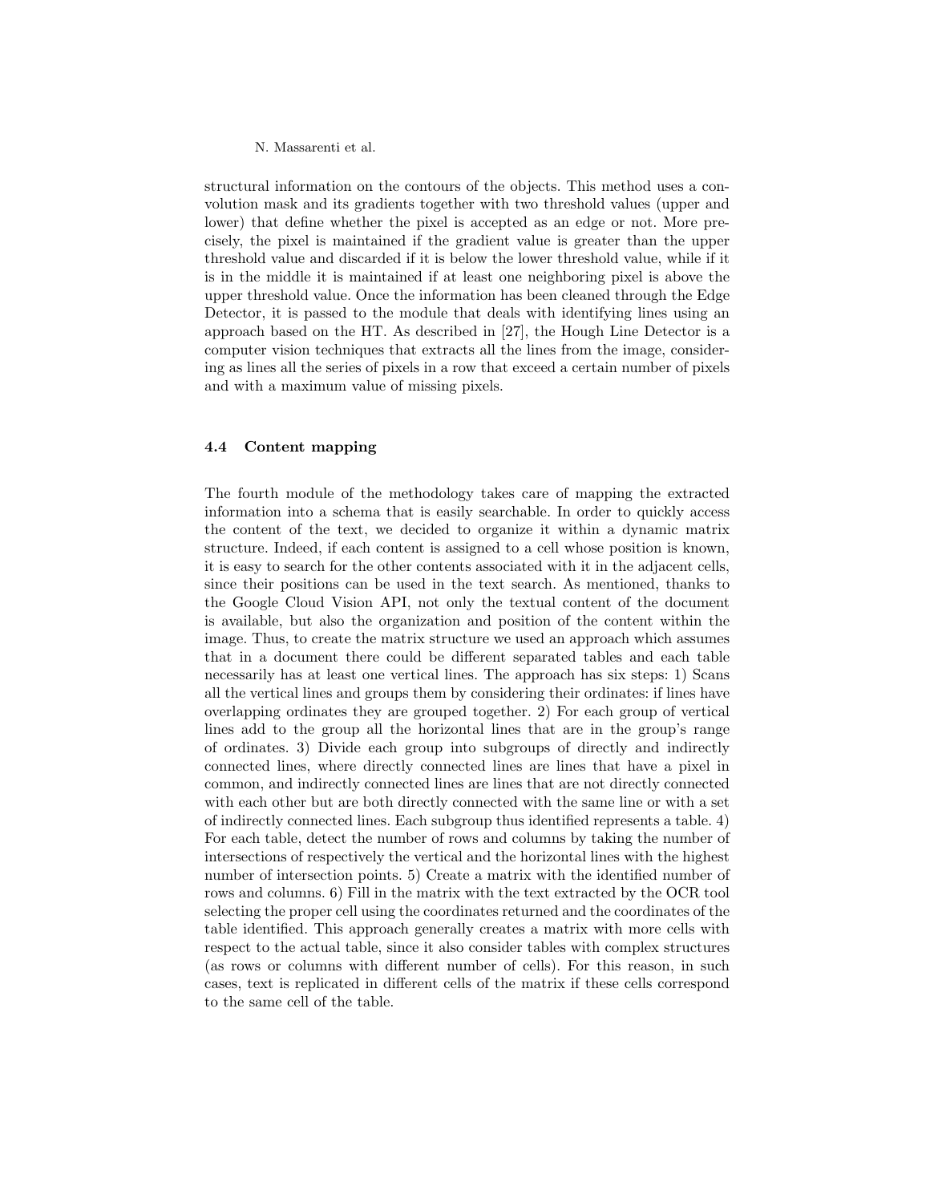structural information on the contours of the objects. This method uses a convolution mask and its gradients together with two threshold values (upper and lower) that define whether the pixel is accepted as an edge or not. More precisely, the pixel is maintained if the gradient value is greater than the upper threshold value and discarded if it is below the lower threshold value, while if it is in the middle it is maintained if at least one neighboring pixel is above the upper threshold value. Once the information has been cleaned through the Edge Detector, it is passed to the module that deals with identifying lines using an approach based on the HT. As described in [27], the Hough Line Detector is a computer vision techniques that extracts all the lines from the image, considering as lines all the series of pixels in a row that exceed a certain number of pixels and with a maximum value of missing pixels.

### 4.4 Content mapping

The fourth module of the methodology takes care of mapping the extracted information into a schema that is easily searchable. In order to quickly access the content of the text, we decided to organize it within a dynamic matrix structure. Indeed, if each content is assigned to a cell whose position is known, it is easy to search for the other contents associated with it in the adjacent cells, since their positions can be used in the text search. As mentioned, thanks to the Google Cloud Vision API, not only the textual content of the document is available, but also the organization and position of the content within the image. Thus, to create the matrix structure we used an approach which assumes that in a document there could be different separated tables and each table necessarily has at least one vertical lines. The approach has six steps: 1) Scans all the vertical lines and groups them by considering their ordinates: if lines have overlapping ordinates they are grouped together. 2) For each group of vertical lines add to the group all the horizontal lines that are in the group's range of ordinates. 3) Divide each group into subgroups of directly and indirectly connected lines, where directly connected lines are lines that have a pixel in common, and indirectly connected lines are lines that are not directly connected with each other but are both directly connected with the same line or with a set of indirectly connected lines. Each subgroup thus identified represents a table. 4) For each table, detect the number of rows and columns by taking the number of intersections of respectively the vertical and the horizontal lines with the highest number of intersection points. 5) Create a matrix with the identified number of rows and columns. 6) Fill in the matrix with the text extracted by the OCR tool selecting the proper cell using the coordinates returned and the coordinates of the table identified. This approach generally creates a matrix with more cells with respect to the actual table, since it also consider tables with complex structures (as rows or columns with different number of cells). For this reason, in such cases, text is replicated in different cells of the matrix if these cells correspond to the same cell of the table.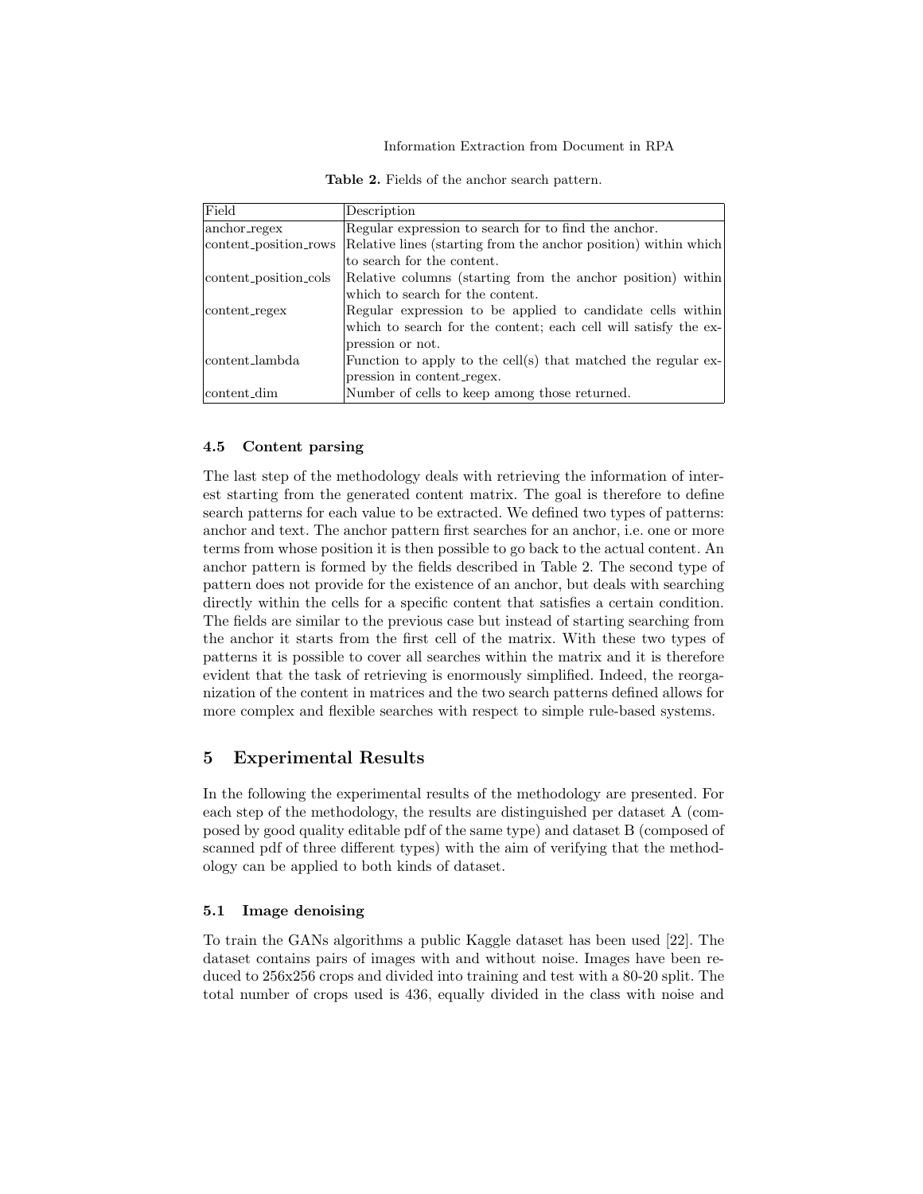**Table 2.** Fields of the anchor search pattern.

| Field | Description |
|---|---|
| anchor_regex | Regular expression to search for to find the anchor. |
| content_position_rows | Relative lines (starting from the anchor position) within which to search for the content. |
| content_position_cols | Relative columns (starting from the anchor position) within which to search for the content. |
| content_regex | Regular expression to be applied to candidate cells within which to search for the content; each cell will satisfy the expression or not. |
| content_lambda | Function to apply to the cell(s) that matched the regular expression in content_regex. |
| content_dim | Number of cells to keep among those returned. |

### 4.5 Content parsing

The last step of the methodology deals with retrieving the information of interest starting from the generated content matrix. The goal is therefore to define search patterns for each value to be extracted. We defined two types of patterns: anchor and text. The anchor pattern first searches for an anchor, i.e. one or more terms from whose position it is then possible to go back to the actual content. An anchor pattern is formed by the fields described in Table 2. The second type of pattern does not provide for the existence of an anchor, but deals with searching directly within the cells for a specific content that satisfies a certain condition. The fields are similar to the previous case but instead of starting searching from the anchor it starts from the first cell of the matrix. With these two types of patterns it is possible to cover all searches within the matrix and it is therefore evident that the task of retrieving is enormously simplified. Indeed, the reorganization of the content in matrices and the two search patterns defined allows for more complex and flexible searches with respect to simple rule-based systems.

## 5 Experimental Results

In the following the experimental results of the methodology are presented. For each step of the methodology, the results are distinguished per dataset A (composed by good quality editable pdf of the same type) and dataset B (composed of scanned pdf of three different types) with the aim of verifying that the methodology can be applied to both kinds of dataset.

### 5.1 Image denoising

To train the GANs algorithms a public Kaggle dataset has been used [22]. The dataset contains pairs of images with and without noise. Images have been reduced to 256x256 crops and divided into training and test with a 80-20 split. The total number of crops used is 436, equally divided in the class with noise and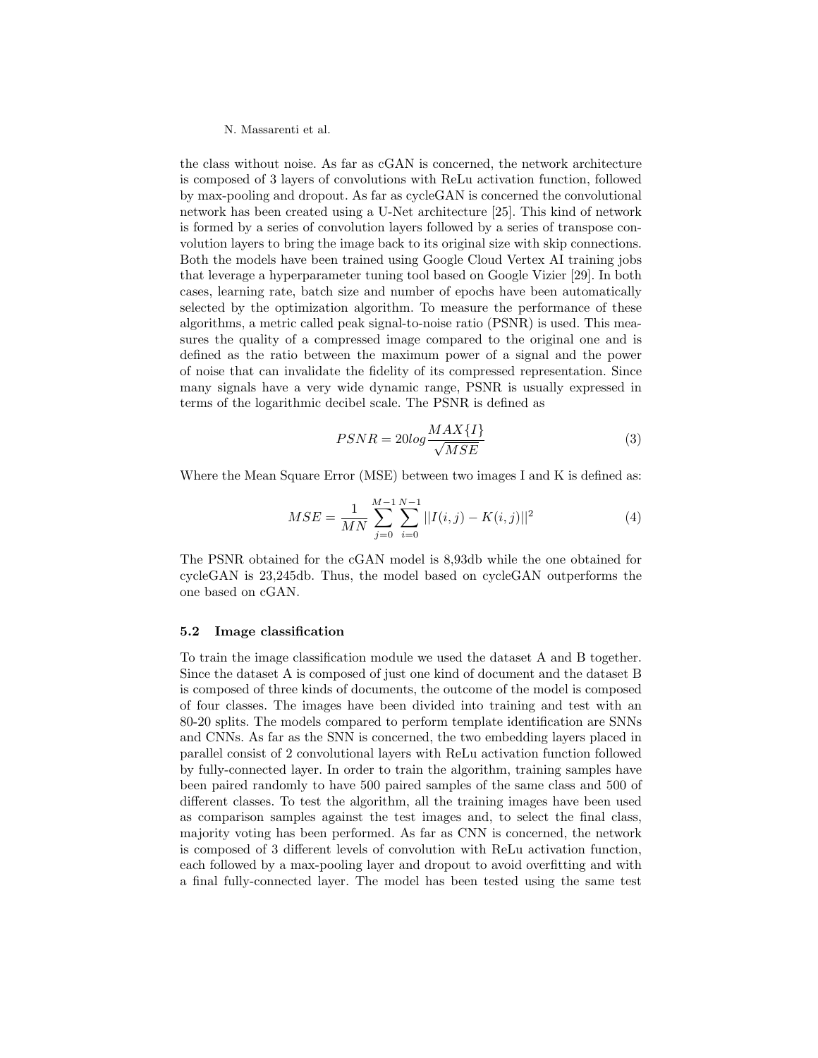the class without noise. As far as cGAN is concerned, the network architecture is composed of 3 layers of convolutions with ReLu activation function, followed by max-pooling and dropout. As far as cycleGAN is concerned the convolutional network has been created using a U-Net architecture [25]. This kind of network is formed by a series of convolution layers followed by a series of transpose convolution layers to bring the image back to its original size with skip connections. Both the models have been trained using Google Cloud Vertex AI training jobs that leverage a hyperparameter tuning tool based on Google Vizier [29]. In both cases, learning rate, batch size and number of epochs have been automatically selected by the optimization algorithm. To measure the performance of these algorithms, a metric called peak signal-to-noise ratio (PSNR) is used. This measures the quality of a compressed image compared to the original one and is defined as the ratio between the maximum power of a signal and the power of noise that can invalidate the fidelity of its compressed representation. Since many signals have a very wide dynamic range, PSNR is usually expressed in terms of the logarithmic decibel scale. The PSNR is defined as

$$PSNR = 20log\frac{MAX\{I\}}{\sqrt{MSE}} \tag{3}$$

Where the Mean Square Error (MSE) between two images I and K is defined as:

$$MSE = \frac{1}{MN}\sum_{j=0}^{M-1}\sum_{i=0}^{N-1}||I(i,j) - K(i,j)||^2 \tag{4}$$

The PSNR obtained for the cGAN model is 8,93db while the one obtained for cycleGAN is 23,245db. Thus, the model based on cycleGAN outperforms the one based on cGAN.

### 5.2 Image classification

To train the image classification module we used the dataset A and B together. Since the dataset A is composed of just one kind of document and the dataset B is composed of three kinds of documents, the outcome of the model is composed of four classes. The images have been divided into training and test with an 80-20 splits. The models compared to perform template identification are SNNs and CNNs. As far as the SNN is concerned, the two embedding layers placed in parallel consist of 2 convolutional layers with ReLu activation function followed by fully-connected layer. In order to train the algorithm, training samples have been paired randomly to have 500 paired samples of the same class and 500 of different classes. To test the algorithm, all the training images have been used as comparison samples against the test images and, to select the final class, majority voting has been performed. As far as CNN is concerned, the network is composed of 3 different levels of convolution with ReLu activation function, each followed by a max-pooling layer and dropout to avoid overfitting and with a final fully-connected layer. The model has been tested using the same test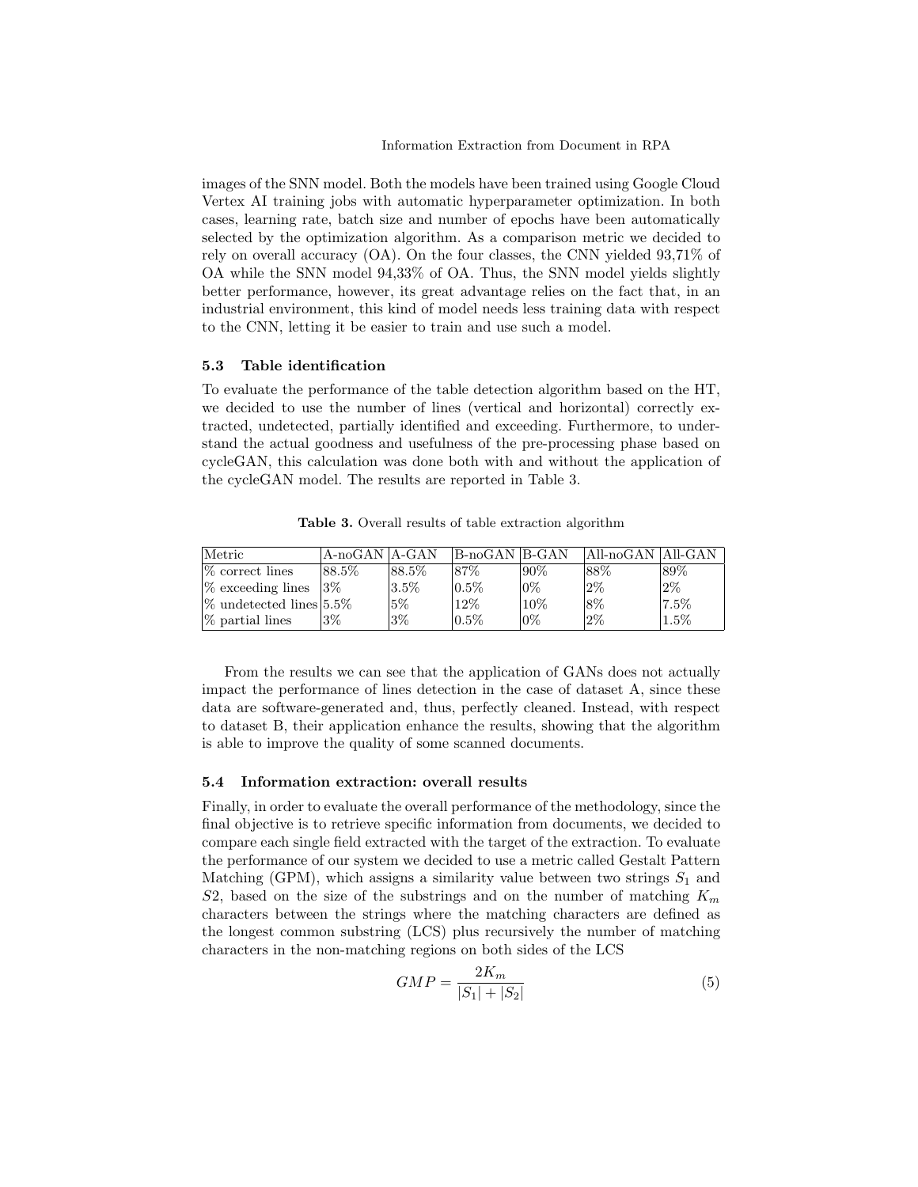images of the SNN model. Both the models have been trained using Google Cloud Vertex AI training jobs with automatic hyperparameter optimization. In both cases, learning rate, batch size and number of epochs have been automatically selected by the optimization algorithm. As a comparison metric we decided to rely on overall accuracy (OA). On the four classes, the CNN yielded 93,71% of OA while the SNN model 94,33% of OA. Thus, the SNN model yields slightly better performance, however, its great advantage relies on the fact that, in an industrial environment, this kind of model needs less training data with respect to the CNN, letting it be easier to train and use such a model.

### 5.3 Table identification

To evaluate the performance of the table detection algorithm based on the HT, we decided to use the number of lines (vertical and horizontal) correctly extracted, undetected, partially identified and exceeding. Furthermore, to understand the actual goodness and usefulness of the pre-processing phase based on cycleGAN, this calculation was done both with and without the application of the cycleGAN model. The results are reported in Table 3.

**Table 3.** Overall results of table extraction algorithm

| Metric | A-noGAN | A-GAN | B-noGAN | B-GAN | All-noGAN | All-GAN |
|---|---|---|---|---|---|---|
| % correct lines | 88.5% | 88.5% | 87% | 90% | 88% | 89% |
| % exceeding lines | 3% | 3.5% | 0.5% | 0% | 2% | 2% |
| % undetected lines | 5.5% | 5% | 12% | 10% | 8% | 7.5% |
| % partial lines | 3% | 3% | 0.5% | 0% | 2% | 1.5% |

From the results we can see that the application of GANs does not actually impact the performance of lines detection in the case of dataset A, since these data are software-generated and, thus, perfectly cleaned. Instead, with respect to dataset B, their application enhance the results, showing that the algorithm is able to improve the quality of some scanned documents.

### 5.4 Information extraction: overall results

Finally, in order to evaluate the overall performance of the methodology, since the final objective is to retrieve specific information from documents, we decided to compare each single field extracted with the target of the extraction. To evaluate the performance of our system we decided to use a metric called Gestalt Pattern Matching (GPM), which assigns a similarity value between two strings $S_1$ and $S2$, based on the size of the substrings and on the number of matching $K_m$ characters between the strings where the matching characters are defined as the longest common substring (LCS) plus recursively the number of matching characters in the non-matching regions on both sides of the LCS

$$GMP = \frac{2K_m}{|S_1| + |S_2|} \tag{5}$$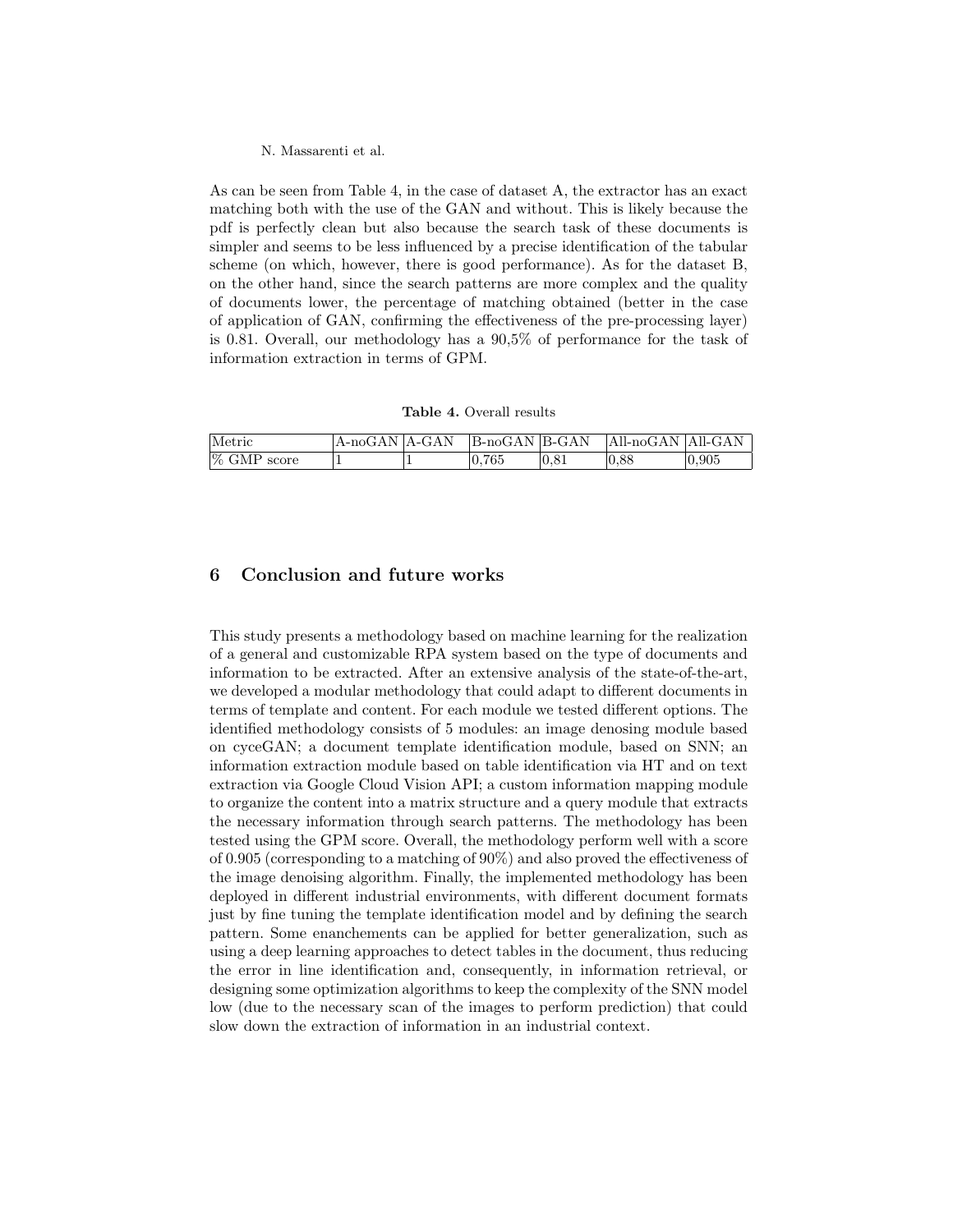As can be seen from Table 4, in the case of dataset A, the extractor has an exact matching both with the use of the GAN and without. This is likely because the pdf is perfectly clean but also because the search task of these documents is simpler and seems to be less influenced by a precise identification of the tabular scheme (on which, however, there is good performance). As for the dataset B, on the other hand, since the search patterns are more complex and the quality of documents lower, the percentage of matching obtained (better in the case of application of GAN, confirming the effectiveness of the pre-processing layer) is 0.81. Overall, our methodology has a 90,5% of performance for the task of information extraction in terms of GPM.

**Table 4.** Overall results

| Metric | A-noGAN | A-GAN | B-noGAN | B-GAN | All-noGAN | All-GAN |
|---|---|---|---|---|---|---|
| % GMP score | 1 | 1 | 0,765 | 0,81 | 0,88 | 0,905 |

## 6 Conclusion and future works

This study presents a methodology based on machine learning for the realization of a general and customizable RPA system based on the type of documents and information to be extracted. After an extensive analysis of the state-of-the-art, we developed a modular methodology that could adapt to different documents in terms of template and content. For each module we tested different options. The identified methodology consists of 5 modules: an image denosing module based on cyceGAN; a document template identification module, based on SNN; an information extraction module based on table identification via HT and on text extraction via Google Cloud Vision API; a custom information mapping module to organize the content into a matrix structure and a query module that extracts the necessary information through search patterns. The methodology has been tested using the GPM score. Overall, the methodology perform well with a score of 0.905 (corresponding to a matching of 90%) and also proved the effectiveness of the image denoising algorithm. Finally, the implemented methodology has been deployed in different industrial environments, with different document formats just by fine tuning the template identification model and by defining the search pattern. Some enanchements can be applied for better generalization, such as using a deep learning approaches to detect tables in the document, thus reducing the error in line identification and, consequently, in information retrieval, or designing some optimization algorithms to keep the complexity of the SNN model low (due to the necessary scan of the images to perform prediction) that could slow down the extraction of information in an industrial context.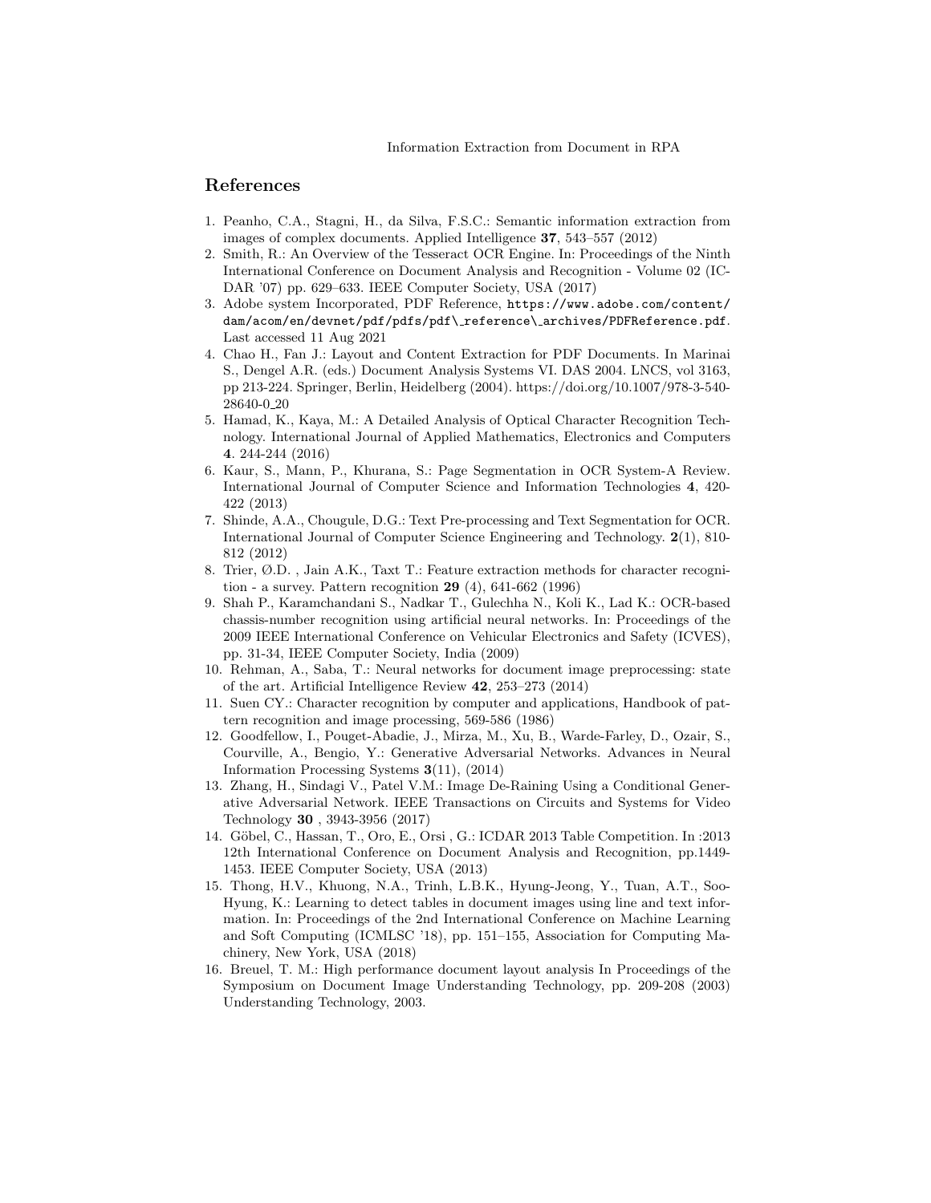## References

1. Peanho, C.A., Stagni, H., da Silva, F.S.C.: Semantic information extraction from images of complex documents. Applied Intelligence **37**, 543–557 (2012)
2. Smith, R.: An Overview of the Tesseract OCR Engine. In: Proceedings of the Ninth International Conference on Document Analysis and Recognition - Volume 02 (ICDAR '07) pp. 629–633. IEEE Computer Society, USA (2017)
3. Adobe system Incorporated, PDF Reference, `https://www.adobe.com/content/dam/acom/en/devnet/pdf/pdfs/pdf\_reference\_archives/PDFReference.pdf`. Last accessed 11 Aug 2021
4. Chao H., Fan J.: Layout and Content Extraction for PDF Documents. In Marinai S., Dengel A.R. (eds.) Document Analysis Systems VI. DAS 2004. LNCS, vol 3163, pp 213-224. Springer, Berlin, Heidelberg (2004). https://doi.org/10.1007/978-3-540-28640-0_20
5. Hamad, K., Kaya, M.: A Detailed Analysis of Optical Character Recognition Technology. International Journal of Applied Mathematics, Electronics and Computers **4**. 244-244 (2016)
6. Kaur, S., Mann, P., Khurana, S.: Page Segmentation in OCR System-A Review. International Journal of Computer Science and Information Technologies **4**, 420-422 (2013)
7. Shinde, A.A., Chougule, D.G.: Text Pre-processing and Text Segmentation for OCR. International Journal of Computer Science Engineering and Technology. **2**(1), 810-812 (2012)
8. Trier, Ø.D. , Jain A.K., Taxt T.: Feature extraction methods for character recognition - a survey. Pattern recognition **29** (4), 641-662 (1996)
9. Shah P., Karamchandani S., Nadkar T., Gulechha N., Koli K., Lad K.: OCR-based chassis-number recognition using artificial neural networks. In: Proceedings of the 2009 IEEE International Conference on Vehicular Electronics and Safety (ICVES), pp. 31-34, IEEE Computer Society, India (2009)
10. Rehman, A., Saba, T.: Neural networks for document image preprocessing: state of the art. Artificial Intelligence Review **42**, 253–273 (2014)
11. Suen CY.: Character recognition by computer and applications, Handbook of pattern recognition and image processing, 569-586 (1986)
12. Goodfellow, I., Pouget-Abadie, J., Mirza, M., Xu, B., Warde-Farley, D., Ozair, S., Courville, A., Bengio, Y.: Generative Adversarial Networks. Advances in Neural Information Processing Systems **3**(11), (2014)
13. Zhang, H., Sindagi V., Patel V.M.: Image De-Raining Using a Conditional Generative Adversarial Network. IEEE Transactions on Circuits and Systems for Video Technology **30** , 3943-3956 (2017)
14. Göbel, C., Hassan, T., Oro, E., Orsi , G.: ICDAR 2013 Table Competition. In :2013 12th International Conference on Document Analysis and Recognition, pp.1449-1453. IEEE Computer Society, USA (2013)
15. Thong, H.V., Khuong, N.A., Trinh, L.B.K., Hyung-Jeong, Y., Tuan, A.T., Soo-Hyung, K.: Learning to detect tables in document images using line and text information. In: Proceedings of the 2nd International Conference on Machine Learning and Soft Computing (ICMLSC '18), pp. 151–155, Association for Computing Machinery, New York, USA (2018)
16. Breuel, T. M.: High performance document layout analysis In Proceedings of the Symposium on Document Image Understanding Technology, pp. 209-208 (2003) Understanding Technology, 2003.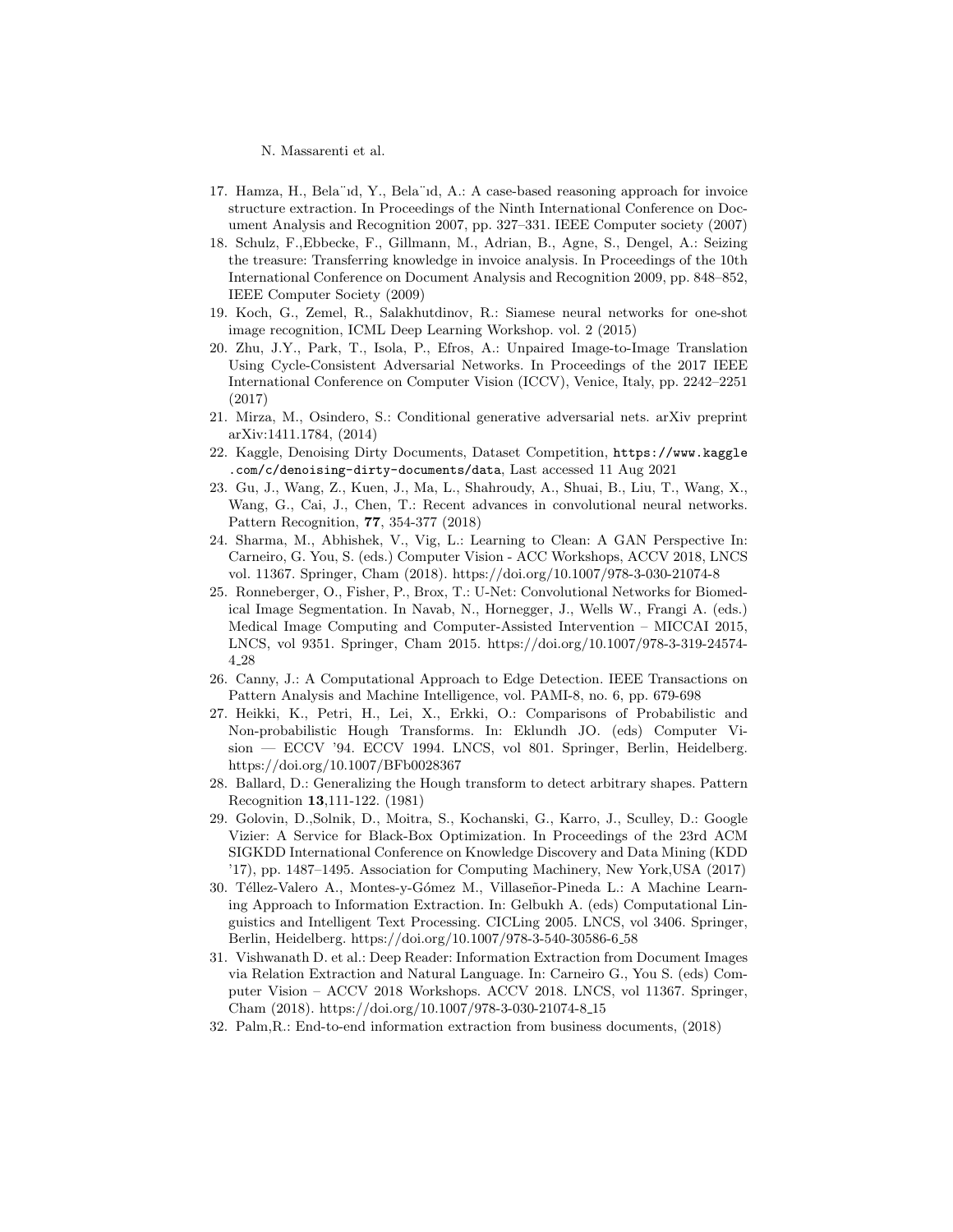17. Hamza, H., Bela¨ıd, Y., Bela¨ıd, A.: A case-based reasoning approach for invoice structure extraction. In Proceedings of the Ninth International Conference on Document Analysis and Recognition 2007, pp. 327–331. IEEE Computer society (2007)
18. Schulz, F.,Ebbecke, F., Gillmann, M., Adrian, B., Agne, S., Dengel, A.: Seizing the treasure: Transferring knowledge in invoice analysis. In Proceedings of the 10th International Conference on Document Analysis and Recognition 2009, pp. 848–852, IEEE Computer Society (2009)
19. Koch, G., Zemel, R., Salakhutdinov, R.: Siamese neural networks for one-shot image recognition, ICML Deep Learning Workshop. vol. 2 (2015)
20. Zhu, J.Y., Park, T., Isola, P., Efros, A.: Unpaired Image-to-Image Translation Using Cycle-Consistent Adversarial Networks. In Proceedings of the 2017 IEEE International Conference on Computer Vision (ICCV), Venice, Italy, pp. 2242–2251 (2017)
21. Mirza, M., Osindero, S.: Conditional generative adversarial nets. arXiv preprint arXiv:1411.1784, (2014)
22. Kaggle, Denoising Dirty Documents, Dataset Competition, `https://www.kaggle.com/c/denoising-dirty-documents/data`, Last accessed 11 Aug 2021
23. Gu, J., Wang, Z., Kuen, J., Ma, L., Shahroudy, A., Shuai, B., Liu, T., Wang, X., Wang, G., Cai, J., Chen, T.: Recent advances in convolutional neural networks. Pattern Recognition, **77**, 354-377 (2018)
24. Sharma, M., Abhishek, V., Vig, L.: Learning to Clean: A GAN Perspective In: Carneiro, G. You, S. (eds.) Computer Vision - ACC Workshops, ACCV 2018, LNCS vol. 11367. Springer, Cham (2018). https://doi.org/10.1007/978-3-030-21074-8
25. Ronneberger, O., Fisher, P., Brox, T.: U-Net: Convolutional Networks for Biomedical Image Segmentation. In Navab, N., Hornegger, J., Wells W., Frangi A. (eds.) Medical Image Computing and Computer-Assisted Intervention – MICCAI 2015, LNCS, vol 9351. Springer, Cham 2015. https://doi.org/10.1007/978-3-319-24574-4_28
26. Canny, J.: A Computational Approach to Edge Detection. IEEE Transactions on Pattern Analysis and Machine Intelligence, vol. PAMI-8, no. 6, pp. 679-698
27. Heikki, K., Petri, H., Lei, X., Erkki, O.: Comparisons of Probabilistic and Non-probabilistic Hough Transforms. In: Eklundh JO. (eds) Computer Vision — ECCV '94. ECCV 1994. LNCS, vol 801. Springer, Berlin, Heidelberg. https://doi.org/10.1007/BFb0028367
28. Ballard, D.: Generalizing the Hough transform to detect arbitrary shapes. Pattern Recognition **13**,111-122. (1981)
29. Golovin, D.,Solnik, D., Moitra, S., Kochanski, G., Karro, J., Sculley, D.: Google Vizier: A Service for Black-Box Optimization. In Proceedings of the 23rd ACM SIGKDD International Conference on Knowledge Discovery and Data Mining (KDD '17), pp. 1487–1495. Association for Computing Machinery, New York,USA (2017)
30. Téllez-Valero A., Montes-y-Gómez M., Villaseñor-Pineda L.: A Machine Learning Approach to Information Extraction. In: Gelbukh A. (eds) Computational Linguistics and Intelligent Text Processing. CICLing 2005. LNCS, vol 3406. Springer, Berlin, Heidelberg. https://doi.org/10.1007/978-3-540-30586-6_58
31. Vishwanath D. et al.: Deep Reader: Information Extraction from Document Images via Relation Extraction and Natural Language. In: Carneiro G., You S. (eds) Computer Vision – ACCV 2018 Workshops. ACCV 2018. LNCS, vol 11367. Springer, Cham (2018). https://doi.org/10.1007/978-3-030-21074-8_15
32. Palm,R.: End-to-end information extraction from business documents, (2018)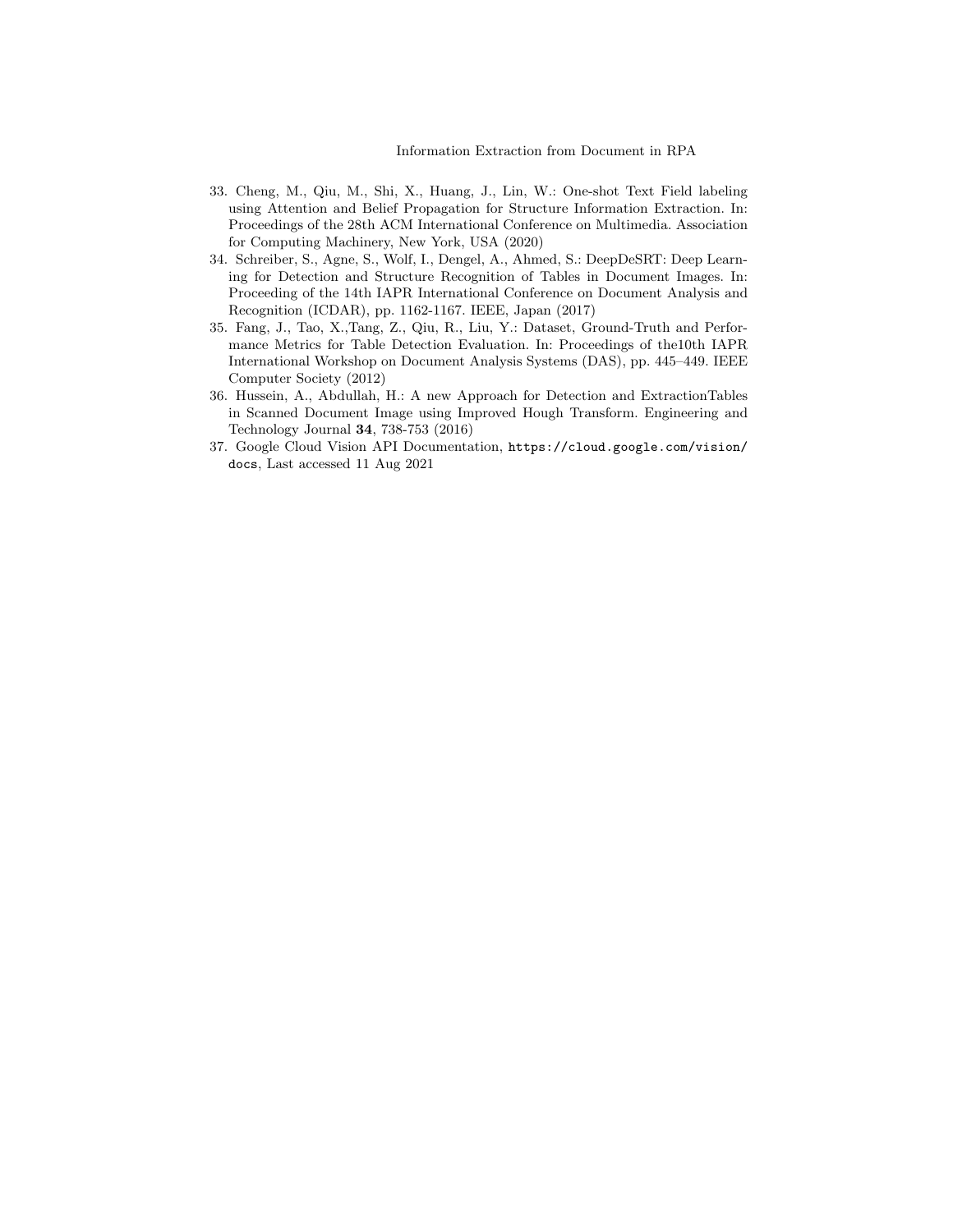33. Cheng, M., Qiu, M., Shi, X., Huang, J., Lin, W.: One-shot Text Field labeling using Attention and Belief Propagation for Structure Information Extraction. In: Proceedings of the 28th ACM International Conference on Multimedia. Association for Computing Machinery, New York, USA (2020)
34. Schreiber, S., Agne, S., Wolf, I., Dengel, A., Ahmed, S.: DeepDeSRT: Deep Learning for Detection and Structure Recognition of Tables in Document Images. In: Proceeding of the 14th IAPR International Conference on Document Analysis and Recognition (ICDAR), pp. 1162-1167. IEEE, Japan (2017)
35. Fang, J., Tao, X.,Tang, Z., Qiu, R., Liu, Y.: Dataset, Ground-Truth and Performance Metrics for Table Detection Evaluation. In: Proceedings of the10th IAPR International Workshop on Document Analysis Systems (DAS), pp. 445–449. IEEE Computer Society (2012)
36. Hussein, A., Abdullah, H.: A new Approach for Detection and ExtractionTables in Scanned Document Image using Improved Hough Transform. Engineering and Technology Journal **34**, 738-753 (2016)
37. Google Cloud Vision API Documentation, `https://cloud.google.com/vision/docs`, Last accessed 11 Aug 2021